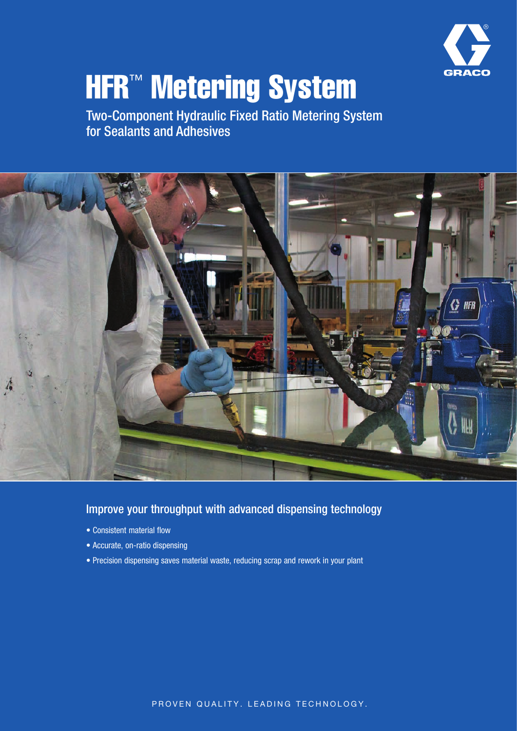# HFR™ Metering System

Two-Component Hydraulic Fixed Ratio Metering System for Sealants and Adhesives

## Improve your throughput with advanced dispensing technology

- Consistent material flow
- Accurate, on-ratio dispensing
- Precision dispensing saves material waste, reducing scrap and rework in your plant

PROVEN QUALITY. LEADING TECHNOLOGY.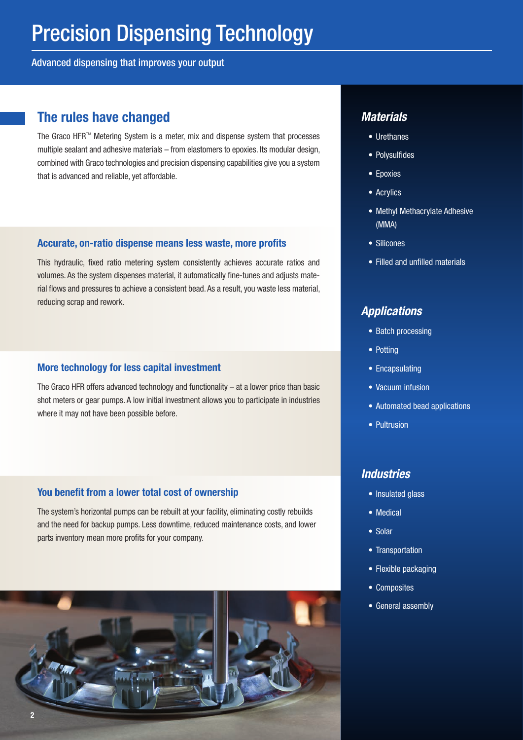# Precision Dispensing Technology

Advanced dispensing that improves your output

## The rules have changed

The Graco HFR™ Metering System is a meter, mix and dispense system that processes multiple sealant and adhesive materials – from elastomers to epoxies. Its modular design, combined with Graco technologies and precision dispensing capabilities give you a system that is advanced and reliable, yet affordable.

### Accurate, on-ratio dispense means less waste, more profits

This hydraulic, fixed ratio metering system consistently achieves accurate ratios and volumes. As the system dispenses material, it automatically fine-tunes and adjusts material flows and pressures to achieve a consistent bead. As a result, you waste less material, reducing scrap and rework.

### More technology for less capital investment

The Graco HFR offers advanced technology and functionality – at a lower price than basic shot meters or gear pumps. A low initial investment allows you to participate in industries where it may not have been possible before.

### You benefit from a lower total cost of ownership

The system's horizontal pumps can be rebuilt at your facility, eliminating costly rebuilds and the need for backup pumps. Less downtime, reduced maintenance costs, and lower parts inventory mean more profits for your company.

## *Materials*

- Urethanes
- Polysulfides
- Epoxies
- Acrylics
- Methyl Methacrylate Adhesive (MMA)
- Silicones
- Filled and unfilled materials

## *Applications*

- Batch processing
- Potting
- Encapsulating
- Vacuum infusion
- Automated bead applications
- Pultrusion

## *Industries*

- Insulated glass
- Medical
- Solar
- Transportation
- Flexible packaging
- Composites
- General assembly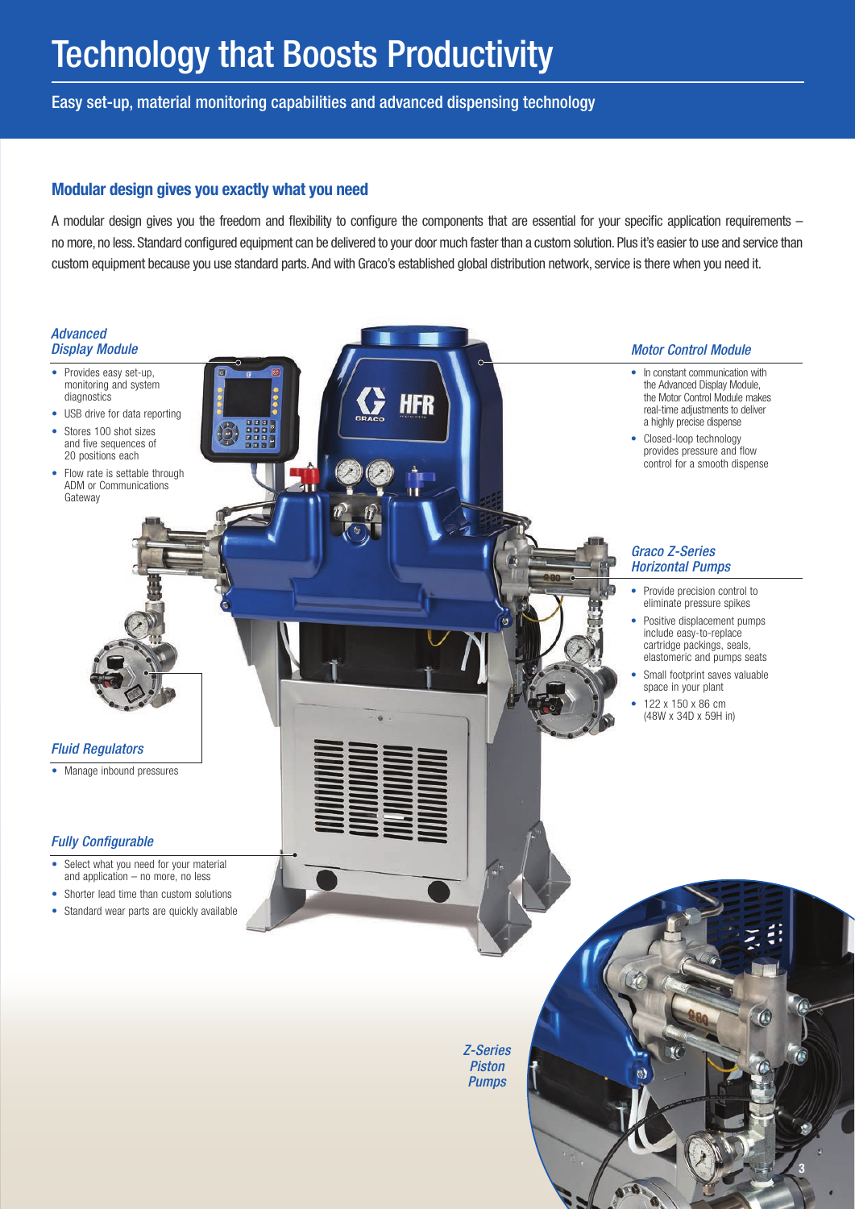# Technology that Boosts Productivity

Easy set-up, material monitoring capabilities and advanced dispensing technology

## Modular design gives you exactly what you need

A modular design gives you the freedom and flexibility to configure the components that are essential for your specific application requirements – no more, no less. Standard configured equipment can be delivered to your door much faster than a custom solution. Plus it's easier to use and service than custom equipment because you use standard parts. And with Graco's established global distribution network, service is there when you need it.

### *Advanced Display Module*

- Provides easy set-up, monitoring and system diagnostics
- USB drive for data reporting
- Stores 100 shot sizes and five sequences of 20 positions each
- Flow rate is settable through ADM or Communications Gateway

### *Fluid Regulators*

- Manage inbound pressures

### *Fully Configurable*

- Select what you need for your material and application – no more, no less
- Shorter lead time than custom solutions
- Standard wear parts are quickly available

### *Motor Control Module*

- In constant communication with the Advanced Display Module, the Motor Control Module makes real-time adjustments to deliver a highly precise dispense
- Closed-loop technology provides pressure and flow control for a smooth dispense

### *Graco Z-Series Horizontal Pumps*

- Provide precision control to eliminate pressure spikes
- Positive displacement pumps include easy-to-replace cartridge packings, seals, elastomeric and pumps seats
- Small footprint saves valuable space in your plant
- 122 x 150 x 86 cm (48W x 34D x 59H in)

*Z-Series Piston Pumps*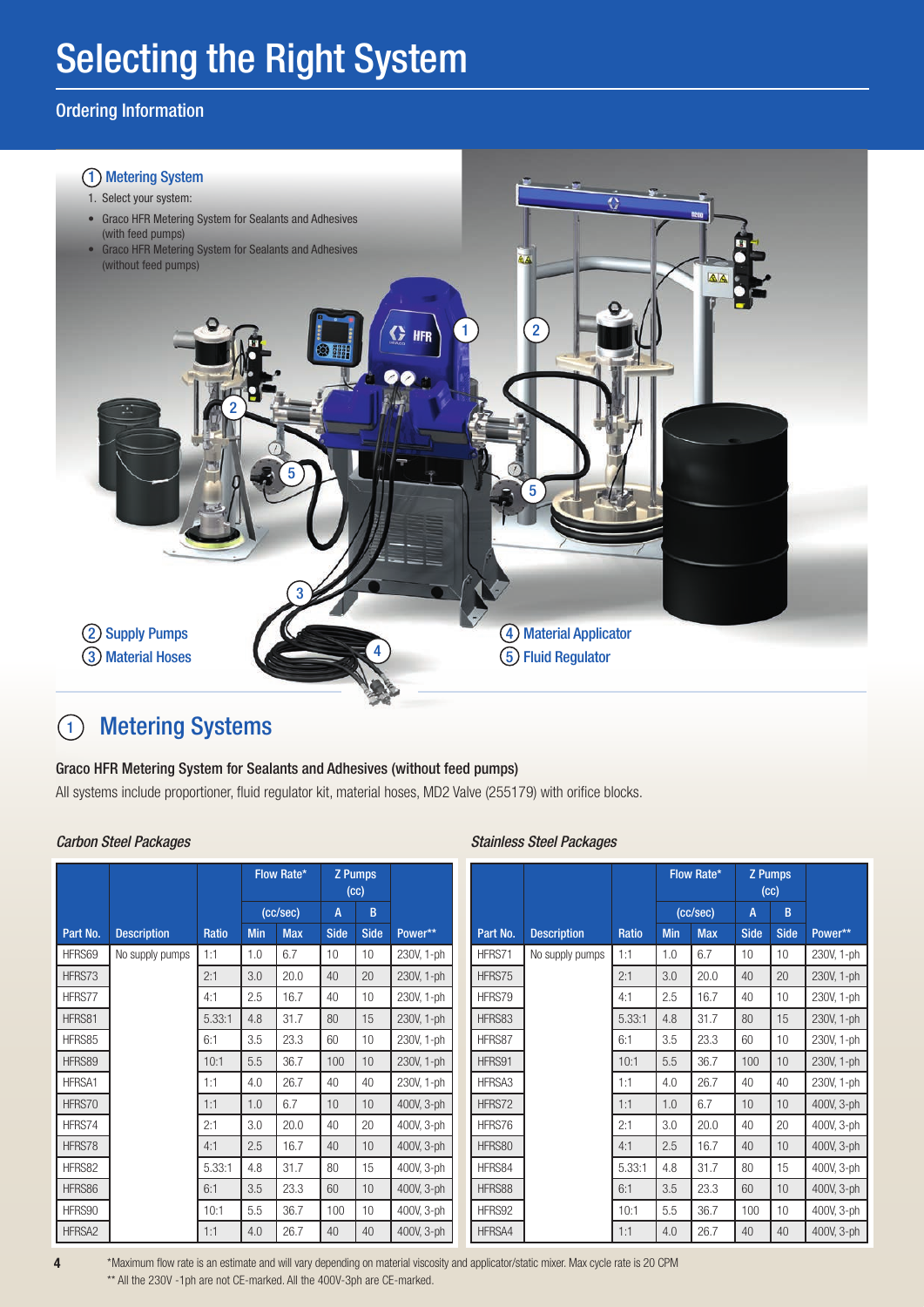# Selecting the Right System

## Ordering Information

① Metering System

1. Select your system:

- Graco HFR Metering System for Sealants and Adhesives (with feed pumps)
- Graco HFR Metering System for Sealants and Adhesives (without feed pumps)

② Supply Pumps

③ Material Hoses

④ Material Applicator

⑤ Fluid Regulator

## ① Metering Systems

**Graco HFR Metering System for Sealants and Adhesives (without feed pumps)**

All systems include proportioner, fluid regulator kit, material hoses, MD2 Valve (255179) with orifice blocks.

*Carbon Steel Packages*

| | | | Flow Rate* (cc/sec) | | Z Pumps (cc) | | |
|---|---|---|---|---|---|---|---|
| Part No. | Description | Ratio | Min | Max | A Side | B Side | Power** |
| HFRS69 | No supply pumps | 1:1 | 1.0 | 6.7 | 10 | 10 | 230V, 1-ph |
| HFRS73 | | 2:1 | 3.0 | 20.0 | 40 | 20 | 230V, 1-ph |
| HFRS77 | | 4:1 | 2.5 | 16.7 | 40 | 10 | 230V, 1-ph |
| HFRS81 | | 5.33:1 | 4.8 | 31.7 | 80 | 15 | 230V, 1-ph |
| HFRS85 | | 6:1 | 3.5 | 23.3 | 60 | 10 | 230V, 1-ph |
| HFRS89 | | 10:1 | 5.5 | 36.7 | 100 | 10 | 230V, 1-ph |
| HFRSA1 | | 1:1 | 4.0 | 26.7 | 40 | 40 | 230V, 1-ph |
| HFRS70 | | 1:1 | 1.0 | 6.7 | 10 | 10 | 400V, 3-ph |
| HFRS74 | | 2:1 | 3.0 | 20.0 | 40 | 20 | 400V, 3-ph |
| HFRS78 | | 4:1 | 2.5 | 16.7 | 40 | 10 | 400V, 3-ph |
| HFRS82 | | 5.33:1 | 4.8 | 31.7 | 80 | 15 | 400V, 3-ph |
| HFRS86 | | 6:1 | 3.5 | 23.3 | 60 | 10 | 400V, 3-ph |
| HFRS90 | | 10:1 | 5.5 | 36.7 | 100 | 10 | 400V, 3-ph |
| HFRSA2 | | 1:1 | 4.0 | 26.7 | 40 | 40 | 400V, 3-ph |

*Stainless Steel Packages*

| | | | Flow Rate* (cc/sec) | | Z Pumps (cc) | | |
|---|---|---|---|---|---|---|---|
| Part No. | Description | Ratio | Min | Max | A Side | B Side | Power** |
| HFRS71 | No supply pumps | 1:1 | 1.0 | 6.7 | 10 | 10 | 230V, 1-ph |
| HFRS75 | | 2:1 | 3.0 | 20.0 | 40 | 20 | 230V, 1-ph |
| HFRS79 | | 4:1 | 2.5 | 16.7 | 40 | 10 | 230V, 1-ph |
| HFRS83 | | 5.33:1 | 4.8 | 31.7 | 80 | 15 | 230V, 1-ph |
| HFRS87 | | 6:1 | 3.5 | 23.3 | 60 | 10 | 230V, 1-ph |
| HFRS91 | | 10:1 | 5.5 | 36.7 | 100 | 10 | 230V, 1-ph |
| HFRSA3 | | 1:1 | 4.0 | 26.7 | 40 | 40 | 230V, 1-ph |
| HFRS72 | | 1:1 | 1.0 | 6.7 | 10 | 10 | 400V, 3-ph |
| HFRS76 | | 2:1 | 3.0 | 20.0 | 40 | 20 | 400V, 3-ph |
| HFRS80 | | 4:1 | 2.5 | 16.7 | 40 | 10 | 400V, 3-ph |
| HFRS84 | | 5.33:1 | 4.8 | 31.7 | 80 | 15 | 400V, 3-ph |
| HFRS88 | | 6:1 | 3.5 | 23.3 | 60 | 10 | 400V, 3-ph |
| HFRS92 | | 10:1 | 5.5 | 36.7 | 100 | 10 | 400V, 3-ph |
| HFRSA4 | | 1:1 | 4.0 | 26.7 | 40 | 40 | 400V, 3-ph |

*Maximum flow rate is an estimate and will vary depending on material viscosity and applicator/static mixer. Max cycle rate is 20 CPM

** All the 230V -1ph are not CE-marked. All the 400V-3ph are CE-marked.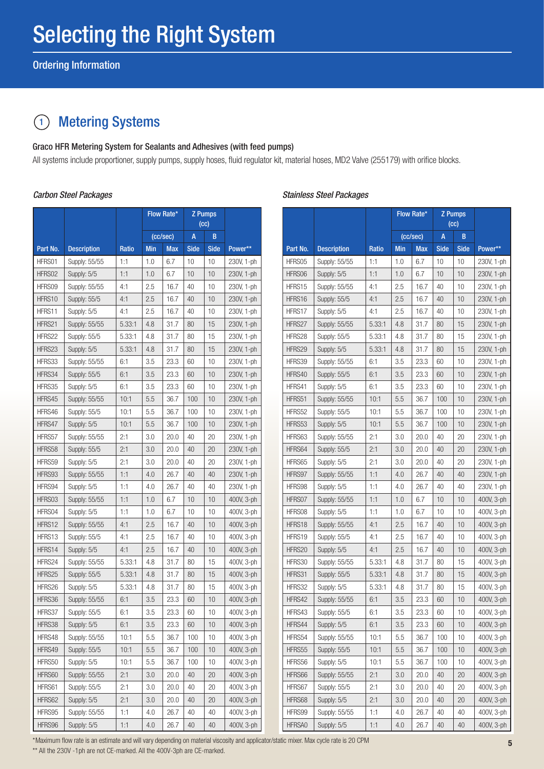# Selecting the Right System

## Ordering Information

## 1 Metering Systems

### Graco HFR Metering System for Sealants and Adhesives (with feed pumps)

All systems include proportioner, supply pumps, supply hoses, fluid regulator kit, material hoses, MD2 Valve (255179) with orifice blocks.

*Carbon Steel Packages*

| | | | Flow Rate* | | Z Pumps (cc) | | |
|---|---|---|---|---|---|---|---|
| | | | (cc/sec) | | A | B | |
| Part No. | Description | Ratio | Min | Max | Side | Side | Power** |
| HFRS01 | Supply: 55/55 | 1:1 | 1.0 | 6.7 | 10 | 10 | 230V, 1-ph |
| HFRS02 | Supply: 5/5 | 1:1 | 1.0 | 6.7 | 10 | 10 | 230V, 1-ph |
| HFRS09 | Supply: 55/55 | 4:1 | 2.5 | 16.7 | 40 | 10 | 230V, 1-ph |
| HFRS10 | Supply: 55/5 | 4:1 | 2.5 | 16.7 | 40 | 10 | 230V, 1-ph |
| HFRS11 | Supply: 5/5 | 4:1 | 2.5 | 16.7 | 40 | 10 | 230V, 1-ph |
| HFRS21 | Supply: 55/55 | 5.33:1 | 4.8 | 31.7 | 80 | 15 | 230V, 1-ph |
| HFRS22 | Supply: 55/5 | 5.33:1 | 4.8 | 31.7 | 80 | 15 | 230V, 1-ph |
| HFRS23 | Supply: 5/5 | 5.33:1 | 4.8 | 31.7 | 80 | 15 | 230V, 1-ph |
| HFRS33 | Supply: 55/55 | 6:1 | 3.5 | 23.3 | 60 | 10 | 230V, 1-ph |
| HFRS34 | Supply: 55/5 | 6:1 | 3.5 | 23.3 | 60 | 10 | 230V, 1-ph |
| HFRS35 | Supply: 5/5 | 6:1 | 3.5 | 23.3 | 60 | 10 | 230V, 1-ph |
| HFRS45 | Supply: 55/55 | 10:1 | 5.5 | 36.7 | 100 | 10 | 230V, 1-ph |
| HFRS46 | Supply: 55/5 | 10:1 | 5.5 | 36.7 | 100 | 10 | 230V, 1-ph |
| HFRS47 | Supply: 5/5 | 10:1 | 5.5 | 36.7 | 100 | 10 | 230V, 1-ph |
| HFRS57 | Supply: 55/55 | 2:1 | 3.0 | 20.0 | 40 | 20 | 230V, 1-ph |
| HFRS58 | Supply: 55/5 | 2:1 | 3.0 | 20.0 | 40 | 20 | 230V, 1-ph |
| HFRS59 | Supply: 5/5 | 2:1 | 3.0 | 20.0 | 40 | 20 | 230V, 1-ph |
| HFRS93 | Supply: 55/55 | 1:1 | 4.0 | 26.7 | 40 | 40 | 230V, 1-ph |
| HFRS94 | Supply: 5/5 | 1:1 | 4.0 | 26.7 | 40 | 40 | 230V, 1-ph |
| HFRS03 | Supply: 55/55 | 1:1 | 1.0 | 6.7 | 10 | 10 | 400V, 3-ph |
| HFRS04 | Supply: 5/5 | 1:1 | 1.0 | 6.7 | 10 | 10 | 400V, 3-ph |
| HFRS12 | Supply: 55/55 | 4:1 | 2.5 | 16.7 | 40 | 10 | 400V, 3-ph |
| HFRS13 | Supply: 55/5 | 4:1 | 2.5 | 16.7 | 40 | 10 | 400V, 3-ph |
| HFRS14 | Supply: 5/5 | 4:1 | 2.5 | 16.7 | 40 | 10 | 400V, 3-ph |
| HFRS24 | Supply: 55/55 | 5.33:1 | 4.8 | 31.7 | 80 | 15 | 400V, 3-ph |
| HFRS25 | Supply: 55/5 | 5.33:1 | 4.8 | 31.7 | 80 | 15 | 400V, 3-ph |
| HFRS26 | Supply: 5/5 | 5.33:1 | 4.8 | 31.7 | 80 | 15 | 400V, 3-ph |
| HFRS36 | Supply: 55/55 | 6:1 | 3.5 | 23.3 | 60 | 10 | 400V, 3-ph |
| HFRS37 | Supply: 55/5 | 6:1 | 3.5 | 23.3 | 60 | 10 | 400V, 3-ph |
| HFRS38 | Supply: 5/5 | 6:1 | 3.5 | 23.3 | 60 | 10 | 400V, 3-ph |
| HFRS48 | Supply: 55/55 | 10:1 | 5.5 | 36.7 | 100 | 10 | 400V, 3-ph |
| HFRS49 | Supply: 55/5 | 10:1 | 5.5 | 36.7 | 100 | 10 | 400V, 3-ph |
| HFRS50 | Supply: 5/5 | 10:1 | 5.5 | 36.7 | 100 | 10 | 400V, 3-ph |
| HFRS60 | Supply: 55/55 | 2:1 | 3.0 | 20.0 | 40 | 20 | 400V, 3-ph |
| HFRS61 | Supply: 55/5 | 2:1 | 3.0 | 20.0 | 40 | 20 | 400V, 3-ph |
| HFRS62 | Supply: 5/5 | 2:1 | 3.0 | 20.0 | 40 | 20 | 400V, 3-ph |
| HFRS95 | Supply: 55/55 | 1:1 | 4.0 | 26.7 | 40 | 40 | 400V, 3-ph |
| HFRS96 | Supply: 5/5 | 1:1 | 4.0 | 26.7 | 40 | 40 | 400V, 3-ph |

*Stainless Steel Packages*

| | | | Flow Rate* | | Z Pumps (cc) | | |
|---|---|---|---|---|---|---|---|
| | | | (cc/sec) | | A | B | |
| Part No. | Description | Ratio | Min | Max | Side | Side | Power** |
| HFRS05 | Supply: 55/55 | 1:1 | 1.0 | 6.7 | 10 | 10 | 230V, 1-ph |
| HFRS06 | Supply: 5/5 | 1:1 | 1.0 | 6.7 | 10 | 10 | 230V, 1-ph |
| HFRS15 | Supply: 55/55 | 4:1 | 2.5 | 16.7 | 40 | 10 | 230V, 1-ph |
| HFRS16 | Supply: 55/5 | 4:1 | 2.5 | 16.7 | 40 | 10 | 230V, 1-ph |
| HFRS17 | Supply: 5/5 | 4:1 | 2.5 | 16.7 | 40 | 10 | 230V, 1-ph |
| HFRS27 | Supply: 55/55 | 5.33:1 | 4.8 | 31.7 | 80 | 15 | 230V, 1-ph |
| HFRS28 | Supply: 55/5 | 5.33:1 | 4.8 | 31.7 | 80 | 15 | 230V, 1-ph |
| HFRS29 | Supply: 5/5 | 5.33:1 | 4.8 | 31.7 | 80 | 15 | 230V, 1-ph |
| HFRS39 | Supply: 55/55 | 6:1 | 3.5 | 23.3 | 60 | 10 | 230V, 1-ph |
| HFRS40 | Supply: 55/5 | 6:1 | 3.5 | 23.3 | 60 | 10 | 230V, 1-ph |
| HFRS41 | Supply: 5/5 | 6:1 | 3.5 | 23.3 | 60 | 10 | 230V, 1-ph |
| HFRS51 | Supply: 55/55 | 10:1 | 5.5 | 36.7 | 100 | 10 | 230V, 1-ph |
| HFRS52 | Supply: 55/5 | 10:1 | 5.5 | 36.7 | 100 | 10 | 230V, 1-ph |
| HFRS53 | Supply: 5/5 | 10:1 | 5.5 | 36.7 | 100 | 10 | 230V, 1-ph |
| HFRS63 | Supply: 55/55 | 2:1 | 3.0 | 20.0 | 40 | 20 | 230V, 1-ph |
| HFRS64 | Supply: 55/5 | 2:1 | 3.0 | 20.0 | 40 | 20 | 230V, 1-ph |
| HFRS65 | Supply: 5/5 | 2:1 | 3.0 | 20.0 | 40 | 20 | 230V, 1-ph |
| HFRS97 | Supply: 55/55 | 1:1 | 4.0 | 26.7 | 40 | 40 | 230V, 1-ph |
| HFRS98 | Supply: 5/5 | 1:1 | 4.0 | 26.7 | 40 | 40 | 230V, 1-ph |
| HFRS07 | Supply: 55/55 | 1:1 | 1.0 | 6.7 | 10 | 10 | 400V, 3-ph |
| HFRS08 | Supply: 5/5 | 1:1 | 1.0 | 6.7 | 10 | 10 | 400V, 3-ph |
| HFRS18 | Supply: 55/55 | 4:1 | 2.5 | 16.7 | 40 | 10 | 400V, 3-ph |
| HFRS19 | Supply: 55/5 | 4:1 | 2.5 | 16.7 | 40 | 10 | 400V, 3-ph |
| HFRS20 | Supply: 5/5 | 4:1 | 2.5 | 16.7 | 40 | 10 | 400V, 3-ph |
| HFRS30 | Supply: 55/55 | 5.33:1 | 4.8 | 31.7 | 80 | 15 | 400V, 3-ph |
| HFRS31 | Supply: 55/5 | 5.33:1 | 4.8 | 31.7 | 80 | 15 | 400V, 3-ph |
| HFRS32 | Supply: 5/5 | 5.33:1 | 4.8 | 31.7 | 80 | 15 | 400V, 3-ph |
| HFRS42 | Supply: 55/55 | 6:1 | 3.5 | 23.3 | 60 | 10 | 400V, 3-ph |
| HFRS43 | Supply: 55/5 | 6:1 | 3.5 | 23.3 | 60 | 10 | 400V, 3-ph |
| HFRS44 | Supply: 5/5 | 6:1 | 3.5 | 23.3 | 60 | 10 | 400V, 3-ph |
| HFRS54 | Supply: 55/55 | 10:1 | 5.5 | 36.7 | 100 | 10 | 400V, 3-ph |
| HFRS55 | Supply: 55/5 | 10:1 | 5.5 | 36.7 | 100 | 10 | 400V, 3-ph |
| HFRS56 | Supply: 5/5 | 10:1 | 5.5 | 36.7 | 100 | 10 | 400V, 3-ph |
| HFRS66 | Supply: 55/55 | 2:1 | 3.0 | 20.0 | 40 | 20 | 400V, 3-ph |
| HFRS67 | Supply: 55/5 | 2:1 | 3.0 | 20.0 | 40 | 20 | 400V, 3-ph |
| HFRS68 | Supply: 5/5 | 2:1 | 3.0 | 20.0 | 40 | 20 | 400V, 3-ph |
| HFRS99 | Supply: 55/55 | 1:1 | 4.0 | 26.7 | 40 | 40 | 400V, 3-ph |
| HFRSA0 | Supply: 5/5 | 1:1 | 4.0 | 26.7 | 40 | 40 | 400V, 3-ph |

*Maximum flow rate is an estimate and will vary depending on material viscosity and applicator/static mixer. Max cycle rate is 20 CPM

** All the 230V -1ph are not CE-marked. All the 400V-3ph are CE-marked.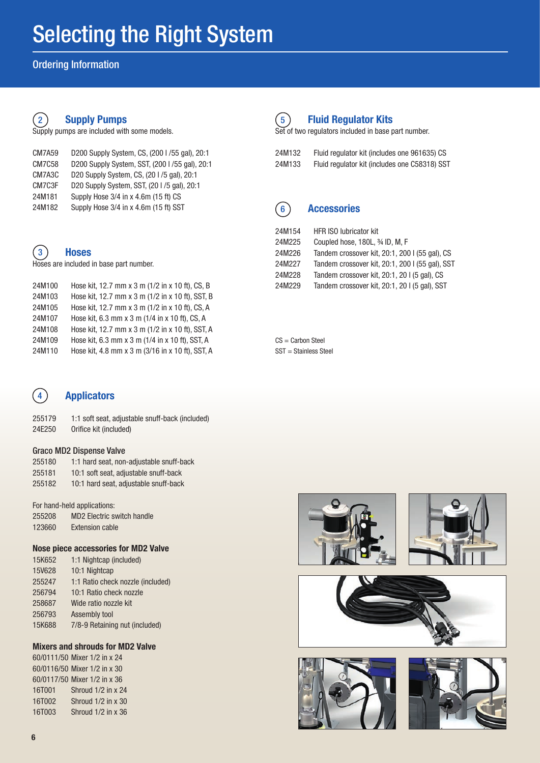# Selecting the Right System

## Ordering Information

### 2 Supply Pumps

Supply pumps are included with some models.

| | |
|---|---|
| CM7A59 | D200 Supply System, CS, (200 l /55 gal), 20:1 |
| CM7C58 | D200 Supply System, SST, (200 l /55 gal), 20:1 |
| CM7A3C | D20 Supply System, CS, (20 l /5 gal), 20:1 |
| CM7C3F | D20 Supply System, SST, (20 l /5 gal), 20:1 |
| 24M181 | Supply Hose 3/4 in x 4.6m (15 ft) CS |
| 24M182 | Supply Hose 3/4 in x 4.6m (15 ft) SST |

### 3 Hoses

Hoses are included in base part number.

| | |
|---|---|
| 24M100 | Hose kit, 12.7 mm x 3 m (1/2 in x 10 ft), CS, B |
| 24M103 | Hose kit, 12.7 mm x 3 m (1/2 in x 10 ft), SST, B |
| 24M105 | Hose kit, 12.7 mm x 3 m (1/2 in x 10 ft), CS, A |
| 24M107 | Hose kit, 6.3 mm x 3 m (1/4 in x 10 ft), CS, A |
| 24M108 | Hose kit, 12.7 mm x 3 m (1/2 in x 10 ft), SST, A |
| 24M109 | Hose kit, 6.3 mm x 3 m (1/4 in x 10 ft), SST, A |
| 24M110 | Hose kit, 4.8 mm x 3 m (3/16 in x 10 ft), SST, A |

### 4 Applicators

| | |
|---|---|
| 255179 | 1:1 soft seat, adjustable snuff-back (included) |
| 24E250 | Orifice kit (included) |

#### Graco MD2 Dispense Valve

| | |
|---|---|
| 255180 | 1:1 hard seat, non-adjustable snuff-back |
| 255181 | 10:1 soft seat, adjustable snuff-back |
| 255182 | 10:1 hard seat, adjustable snuff-back |

For hand-held applications:

| | |
|---|---|
| 255208 | MD2 Electric switch handle |
| 123660 | Extension cable |

#### Nose piece accessories for MD2 Valve

| | |
|---|---|
| 15K652 | 1:1 Nightcap (included) |
| 15V628 | 10:1 Nightcap |
| 255247 | 1:1 Ratio check nozzle (included) |
| 256794 | 10:1 Ratio check nozzle |
| 258687 | Wide ratio nozzle kit |
| 256793 | Assembly tool |
| 15K688 | 7/8-9 Retaining nut (included) |

#### Mixers and shrouds for MD2 Valve

| | |
|---|---|
| 60/0111/50 | Mixer 1/2 in x 24 |
| 60/0116/50 | Mixer 1/2 in x 30 |
| 60/0117/50 | Mixer 1/2 in x 36 |
| 16T001 | Shroud 1/2 in x 24 |
| 16T002 | Shroud 1/2 in x 30 |
| 16T003 | Shroud 1/2 in x 36 |

### 5 Fluid Regulator Kits

Set of two regulators included in base part number.

| | |
|---|---|
| 24M132 | Fluid regulator kit (includes one 961635) CS |
| 24M133 | Fluid regulator kit (includes one C58318) SST |

### 6 Accessories

| | |
|---|---|
| 24M154 | HFR ISO lubricator kit |
| 24M225 | Coupled hose, 180L, ¾ ID, M, F |
| 24M226 | Tandem crossover kit, 20:1, 200 l (55 gal), CS |
| 24M227 | Tandem crossover kit, 20:1, 200 l (55 gal), SST |
| 24M228 | Tandem crossover kit, 20:1, 20 l (5 gal), CS |
| 24M229 | Tandem crossover kit, 20:1, 20 l (5 gal), SST |

CS = Carbon Steel
SST = Stainless Steel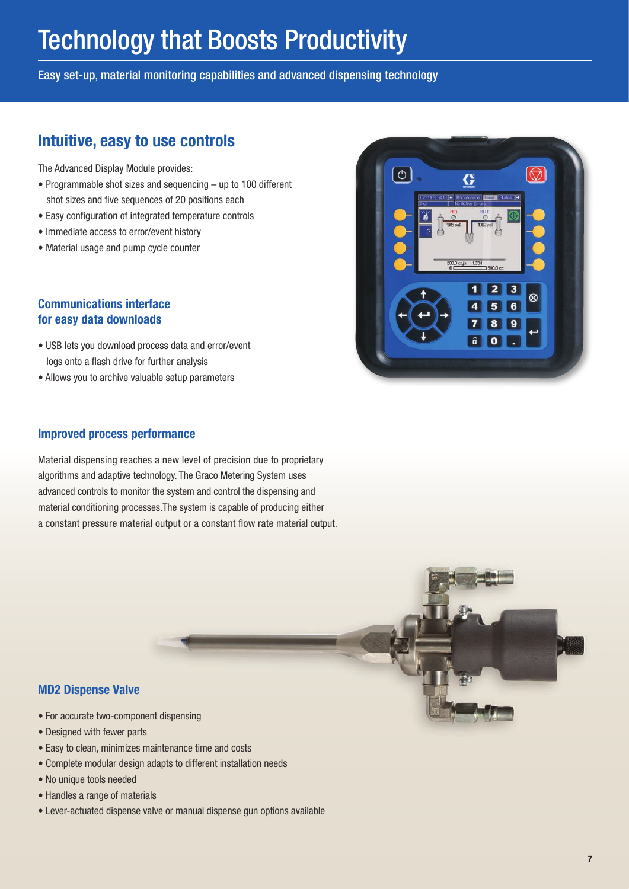# Technology that Boosts Productivity

Easy set-up, material monitoring capabilities and advanced dispensing technology

## Intuitive, easy to use controls

The Advanced Display Module provides:

- Programmable shot sizes and sequencing – up to 100 different shot sizes and five sequences of 20 positions each
- Easy configuration of integrated temperature controls
- Immediate access to error/event history
- Material usage and pump cycle counter

### Communications interface for easy data downloads

- USB lets you download process data and error/event logs onto a flash drive for further analysis
- Allows you to archive valuable setup parameters

### Improved process performance

Material dispensing reaches a new level of precision due to proprietary algorithms and adaptive technology. The Graco Metering System uses advanced controls to monitor the system and control the dispensing and material conditioning processes.The system is capable of producing either a constant pressure material output or a constant flow rate material output.

### MD2 Dispense Valve

- For accurate two-component dispensing
- Designed with fewer parts
- Easy to clean, minimizes maintenance time and costs
- Complete modular design adapts to different installation needs
- No unique tools needed
- Handles a range of materials
- Lever-actuated dispense valve or manual dispense gun options available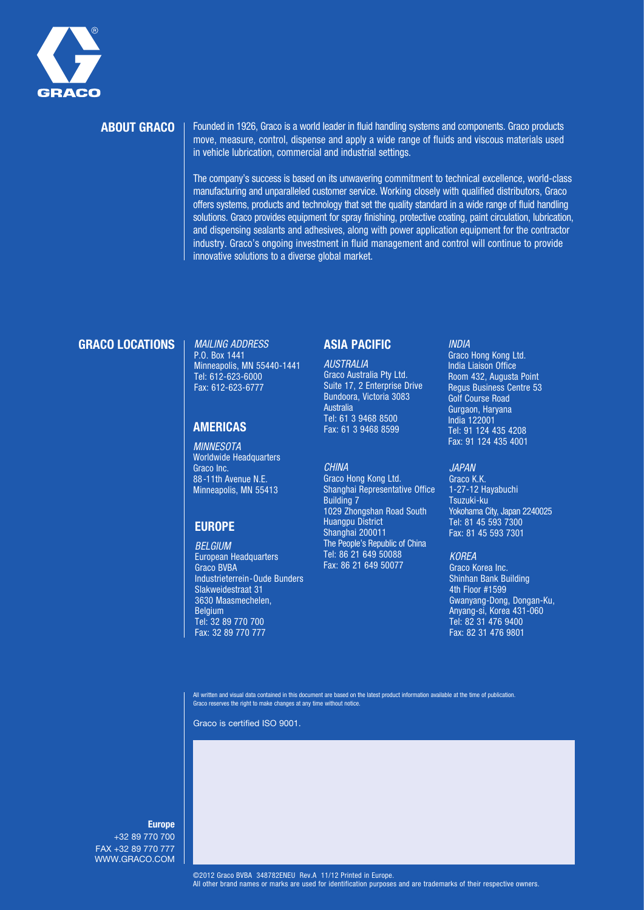GRACO

## ABOUT GRACO

Founded in 1926, Graco is a world leader in fluid handling systems and components. Graco products move, measure, control, dispense and apply a wide range of fluids and viscous materials used in vehicle lubrication, commercial and industrial settings.

The company's success is based on its unwavering commitment to technical excellence, world-class manufacturing and unparalleled customer service. Working closely with qualified distributors, Graco offers systems, products and technology that set the quality standard in a wide range of fluid handling solutions. Graco provides equipment for spray finishing, protective coating, paint circulation, lubrication, and dispensing sealants and adhesives, along with power application equipment for the contractor industry. Graco's ongoing investment in fluid management and control will continue to provide innovative solutions to a diverse global market.

## GRACO LOCATIONS

*MAILING ADDRESS*
P.O. Box 1441
Minneapolis, MN 55440-1441
Tel: 612-623-6000
Fax: 612-623-6777

### AMERICAS

*MINNESOTA*
Worldwide Headquarters
Graco Inc.
88-11th Avenue N.E.
Minneapolis, MN 55413

### EUROPE

*BELGIUM*
European Headquarters
Graco BVBA
Industrieterrein-Oude Bunders
Slakweidestraat 31
3630 Maasmechelen,
Belgium
Tel: 32 89 770 700
Fax: 32 89 770 777

### ASIA PACIFIC

*AUSTRALIA*
Graco Australia Pty Ltd.
Suite 17, 2 Enterprise Drive
Bundoora, Victoria 3083
Australia
Tel: 61 3 9468 8500
Fax: 61 3 9468 8599

*CHINA*
Graco Hong Kong Ltd.
Shanghai Representative Office
Building 7
1029 Zhongshan Road South
Huangpu District
Shanghai 200011
The People's Republic of China
Tel: 86 21 649 50088
Fax: 86 21 649 50077

*INDIA*
Graco Hong Kong Ltd.
India Liaison Office
Room 432, Augusta Point
Regus Business Centre 53
Golf Course Road
Gurgaon, Haryana
India 122001
Tel: 91 124 435 4208
Fax: 91 124 435 4001

*JAPAN*
Graco K.K.
1-27-12 Hayabuchi
Tsuzuki-ku
Yokohama City, Japan 2240025
Tel: 81 45 593 7300
Fax: 81 45 593 7301

*KOREA*
Graco Korea Inc.
Shinhan Bank Building
4th Floor #1599
Gwanyang-Dong, Dongan-Ku,
Anyang-si, Korea 431-060
Tel: 82 31 476 9400
Fax: 82 31 476 9801

All written and visual data contained in this document are based on the latest product information available at the time of publication.
Graco reserves the right to make changes at any time without notice.

Graco is certified ISO 9001.

**Europe**
+32 89 770 700
FAX +32 89 770 777
WWW.GRACO.COM

©2012 Graco BVBA 348782ENEU Rev.A 11/12 Printed in Europe.
All other brand names or marks are used for identification purposes and are trademarks of their respective owners.